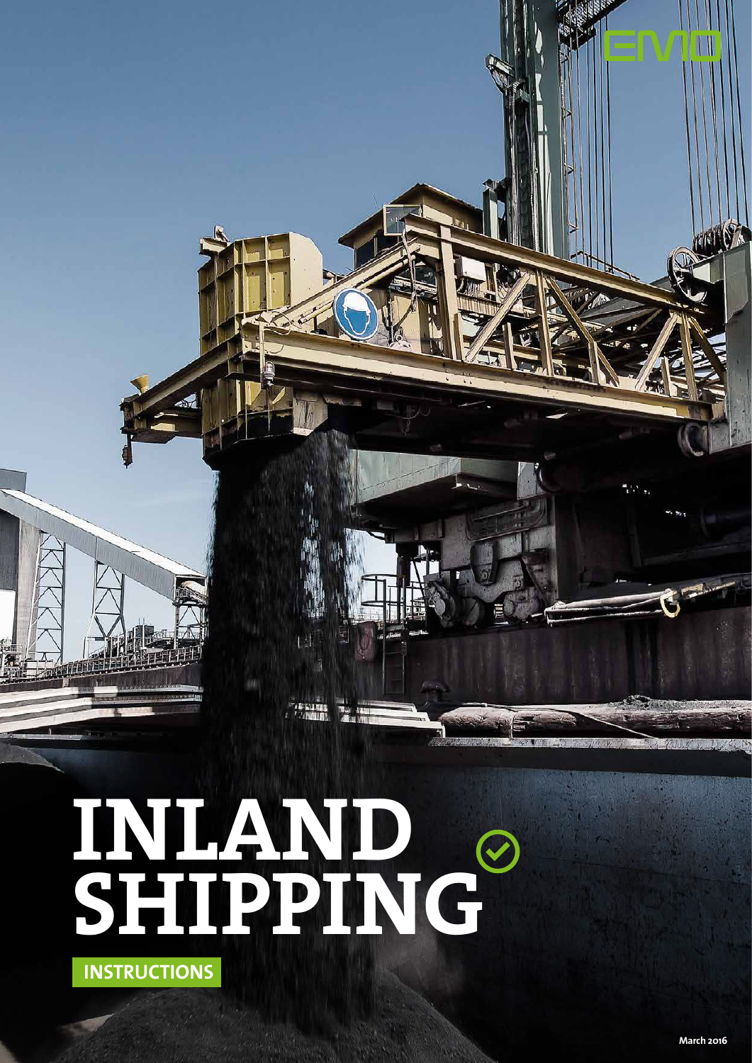EMO

# INLAND SHIPPING

**INSTRUCTIONS**

March 2016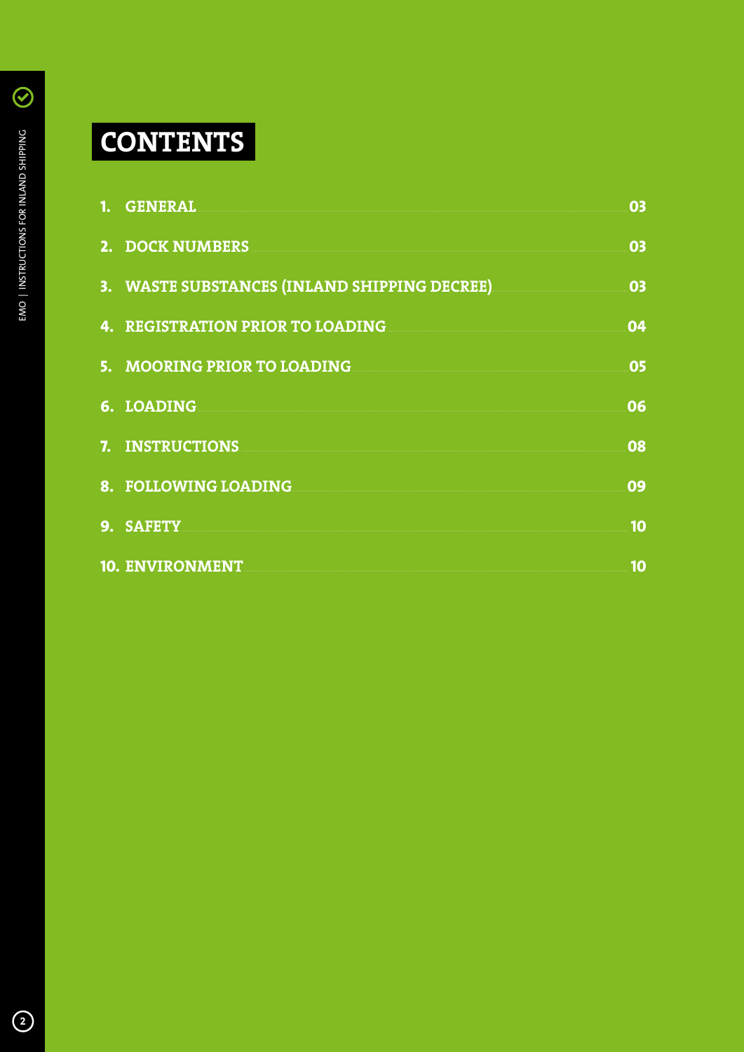# CONTENTS

1. GENERAL ............................................................ 03
2. DOCK NUMBERS ............................................................ 03
3. WASTE SUBSTANCES (INLAND SHIPPING DECREE) ............................................................ 03
4. REGISTRATION PRIOR TO LOADING ............................................................ 04
5. MOORING PRIOR TO LOADING ............................................................ 05
6. LOADING ............................................................ 06
7. INSTRUCTIONS ............................................................ 08
8. FOLLOWING LOADING ............................................................ 09
9. SAFETY ............................................................ 10
10. ENVIRONMENT ............................................................ 10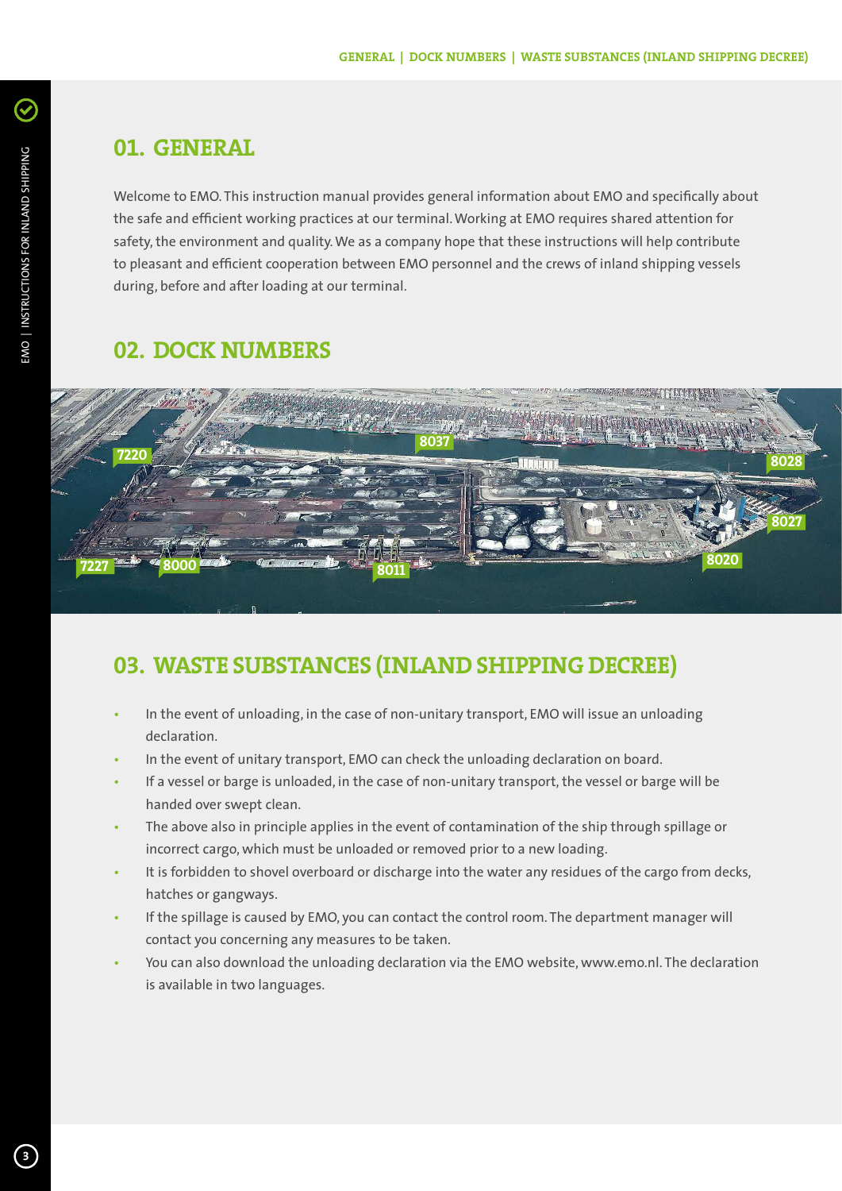## 01. GENERAL

Welcome to EMO. This instruction manual provides general information about EMO and specifically about the safe and efficient working practices at our terminal. Working at EMO requires shared attention for safety, the environment and quality. We as a company hope that these instructions will help contribute to pleasant and efficient cooperation between EMO personnel and the crews of inland shipping vessels during, before and after loading at our terminal.

## 02. DOCK NUMBERS

7220 8037 8028 8027 7227 8000 8011 8020

## 03. WASTE SUBSTANCES (INLAND SHIPPING DECREE)

- In the event of unloading, in the case of non-unitary transport, EMO will issue an unloading declaration.
- In the event of unitary transport, EMO can check the unloading declaration on board.
- If a vessel or barge is unloaded, in the case of non-unitary transport, the vessel or barge will be handed over swept clean.
- The above also in principle applies in the event of contamination of the ship through spillage or incorrect cargo, which must be unloaded or removed prior to a new loading.
- It is forbidden to shovel overboard or discharge into the water any residues of the cargo from decks, hatches or gangways.
- If the spillage is caused by EMO, you can contact the control room. The department manager will contact you concerning any measures to be taken.
- You can also download the unloading declaration via the EMO website, www.emo.nl. The declaration is available in two languages.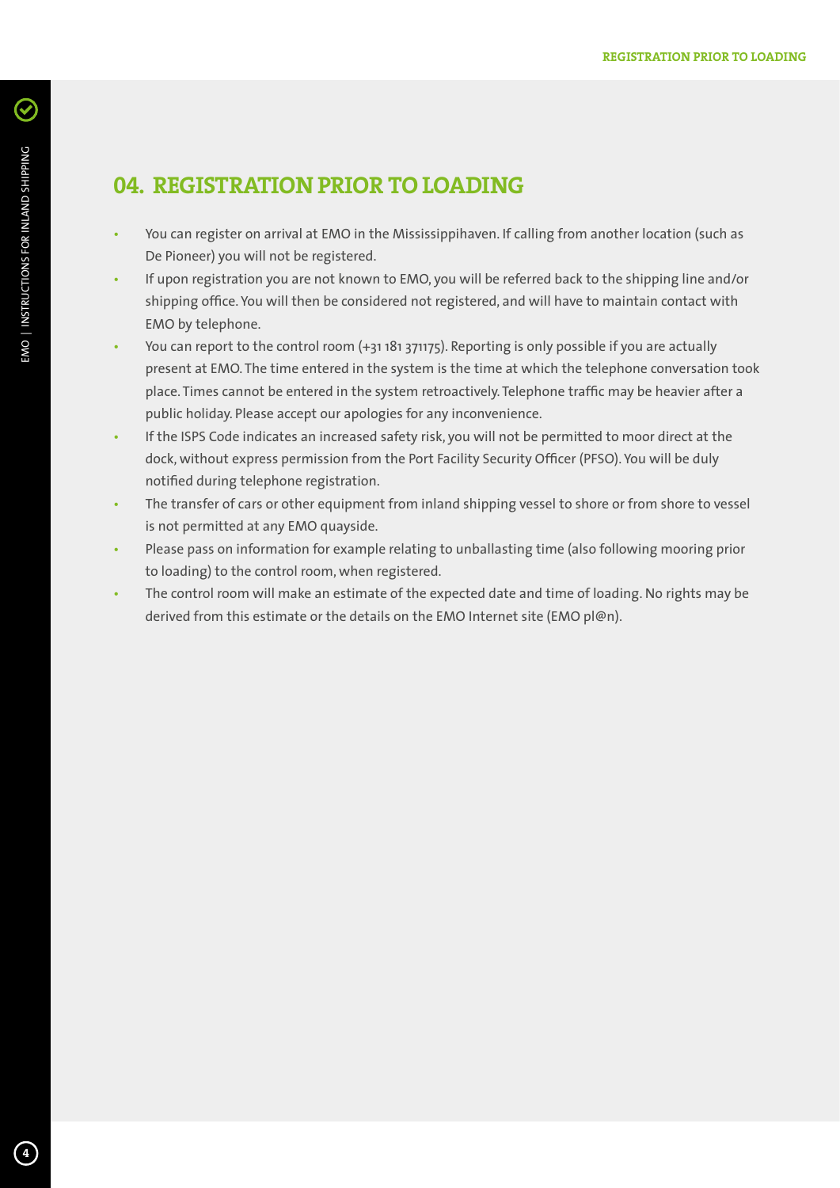## 04. REGISTRATION PRIOR TO LOADING

- You can register on arrival at EMO in the Mississippihaven. If calling from another location (such as De Pioneer) you will not be registered.
- If upon registration you are not known to EMO, you will be referred back to the shipping line and/or shipping office. You will then be considered not registered, and will have to maintain contact with EMO by telephone.
- You can report to the control room (+31 181 371175). Reporting is only possible if you are actually present at EMO. The time entered in the system is the time at which the telephone conversation took place. Times cannot be entered in the system retroactively. Telephone traffic may be heavier after a public holiday. Please accept our apologies for any inconvenience.
- If the ISPS Code indicates an increased safety risk, you will not be permitted to moor direct at the dock, without express permission from the Port Facility Security Officer (PFSO). You will be duly notified during telephone registration.
- The transfer of cars or other equipment from inland shipping vessel to shore or from shore to vessel is not permitted at any EMO quayside.
- Please pass on information for example relating to unballasting time (also following mooring prior to loading) to the control room, when registered.
- The control room will make an estimate of the expected date and time of loading. No rights may be derived from this estimate or the details on the EMO Internet site (EMO pl@n).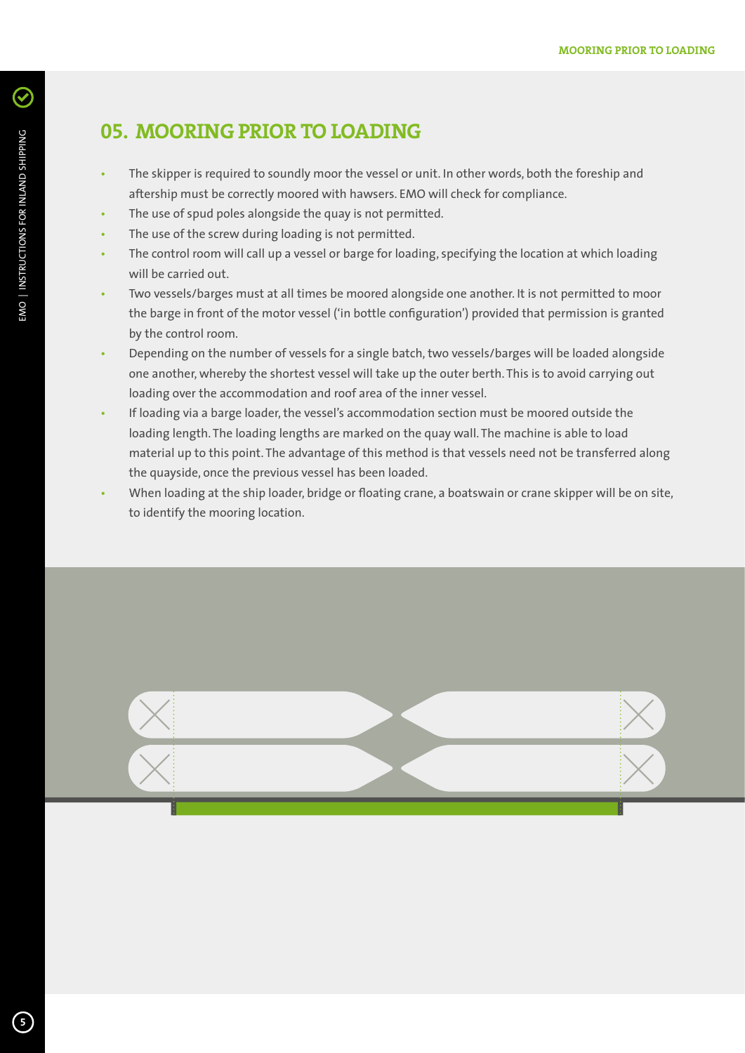# 05. MOORING PRIOR TO LOADING

- The skipper is required to soundly moor the vessel or unit. In other words, both the foreship and aftership must be correctly moored with hawsers. EMO will check for compliance.
- The use of spud poles alongside the quay is not permitted.
- The use of the screw during loading is not permitted.
- The control room will call up a vessel or barge for loading, specifying the location at which loading will be carried out.
- Two vessels/barges must at all times be moored alongside one another. It is not permitted to moor the barge in front of the motor vessel ('in bottle configuration') provided that permission is granted by the control room.
- Depending on the number of vessels for a single batch, two vessels/barges will be loaded alongside one another, whereby the shortest vessel will take up the outer berth. This is to avoid carrying out loading over the accommodation and roof area of the inner vessel.
- If loading via a barge loader, the vessel's accommodation section must be moored outside the loading length. The loading lengths are marked on the quay wall. The machine is able to load material up to this point. The advantage of this method is that vessels need not be transferred along the quayside, once the previous vessel has been loaded.
- When loading at the ship loader, bridge or floating crane, a boatswain or crane skipper will be on site, to identify the mooring location.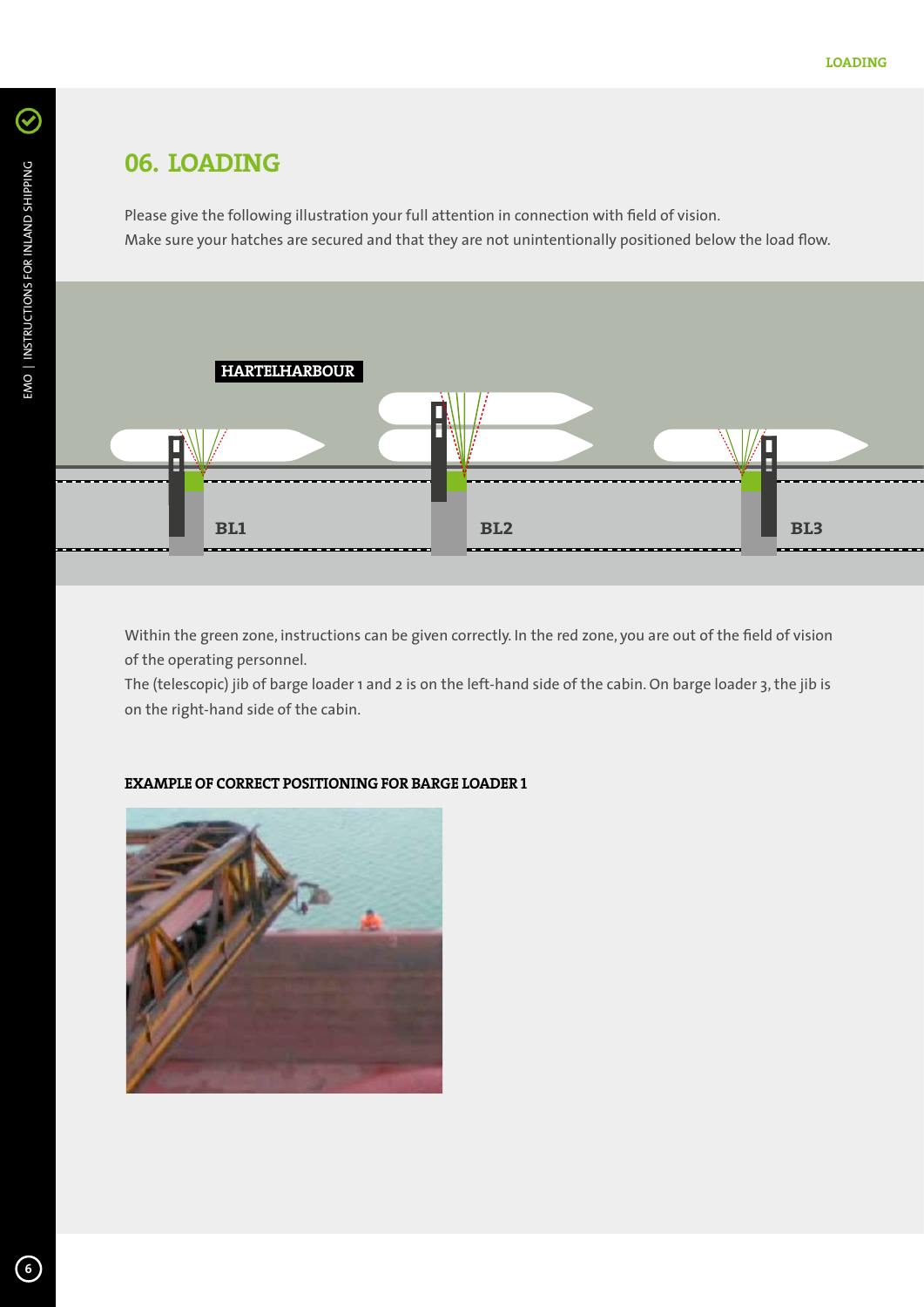## 06. LOADING

Please give the following illustration your full attention in connection with field of vision.
Make sure your hatches are secured and that they are not unintentionally positioned below the load flow.

HARTELHARBOUR

BL1 BL2 BL3

Within the green zone, instructions can be given correctly. In the red zone, you are out of the field of vision of the operating personnel.
The (telescopic) jib of barge loader 1 and 2 is on the left-hand side of the cabin. On barge loader 3, the jib is on the right-hand side of the cabin.

**EXAMPLE OF CORRECT POSITIONING FOR BARGE LOADER 1**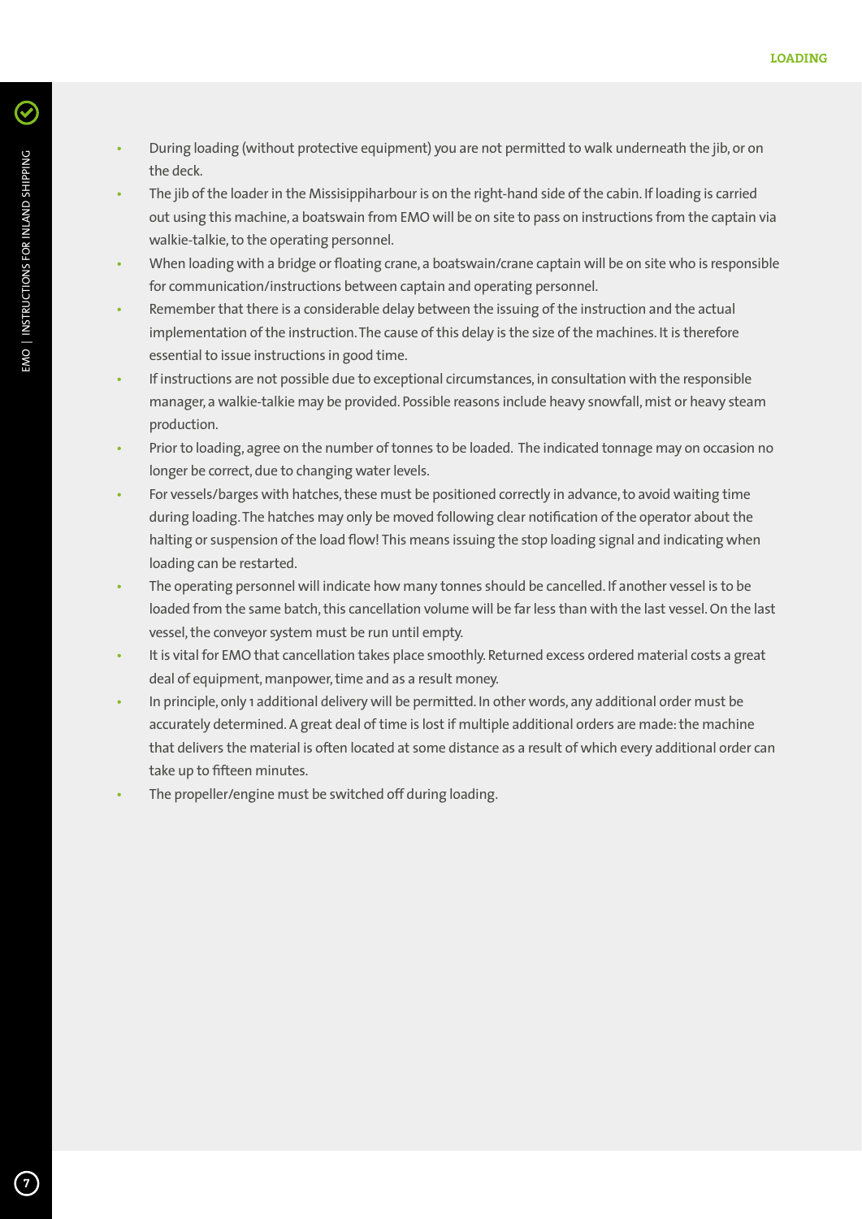- During loading (without protective equipment) you are not permitted to walk underneath the jib, or on the deck.
- The jib of the loader in the Missisippiharbour is on the right-hand side of the cabin. If loading is carried out using this machine, a boatswain from EMO will be on site to pass on instructions from the captain via walkie-talkie, to the operating personnel.
- When loading with a bridge or floating crane, a boatswain/crane captain will be on site who is responsible for communication/instructions between captain and operating personnel.
- Remember that there is a considerable delay between the issuing of the instruction and the actual implementation of the instruction. The cause of this delay is the size of the machines. It is therefore essential to issue instructions in good time.
- If instructions are not possible due to exceptional circumstances, in consultation with the responsible manager, a walkie-talkie may be provided. Possible reasons include heavy snowfall, mist or heavy steam production.
- Prior to loading, agree on the number of tonnes to be loaded. The indicated tonnage may on occasion no longer be correct, due to changing water levels.
- For vessels/barges with hatches, these must be positioned correctly in advance, to avoid waiting time during loading. The hatches may only be moved following clear notification of the operator about the halting or suspension of the load flow! This means issuing the stop loading signal and indicating when loading can be restarted.
- The operating personnel will indicate how many tonnes should be cancelled. If another vessel is to be loaded from the same batch, this cancellation volume will be far less than with the last vessel. On the last vessel, the conveyor system must be run until empty.
- It is vital for EMO that cancellation takes place smoothly. Returned excess ordered material costs a great deal of equipment, manpower, time and as a result money.
- In principle, only 1 additional delivery will be permitted. In other words, any additional order must be accurately determined. A great deal of time is lost if multiple additional orders are made: the machine that delivers the material is often located at some distance as a result of which every additional order can take up to fifteen minutes.
- The propeller/engine must be switched off during loading.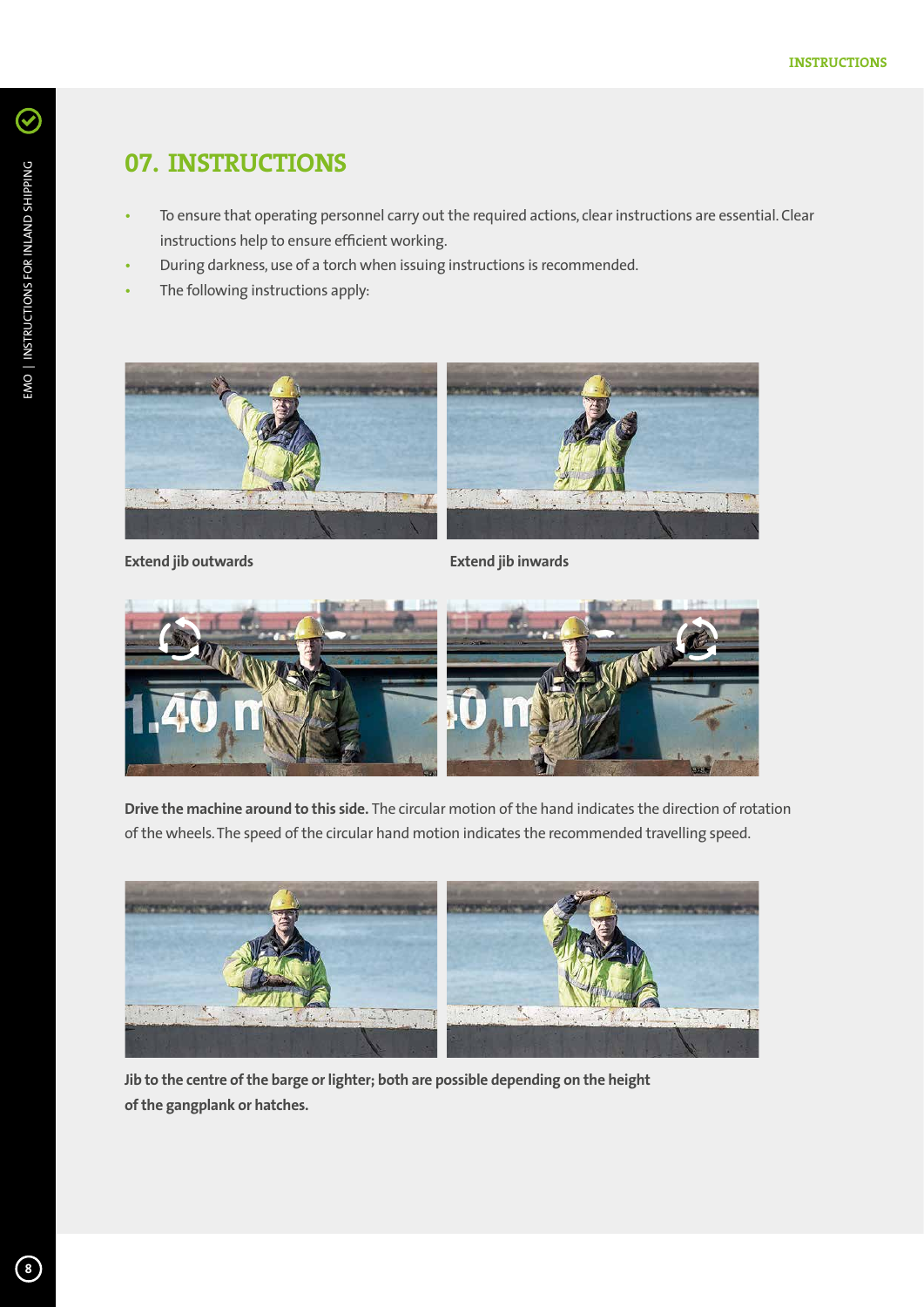## 07. INSTRUCTIONS

- To ensure that operating personnel carry out the required actions, clear instructions are essential. Clear instructions help to ensure efficient working.
- During darkness, use of a torch when issuing instructions is recommended.
- The following instructions apply:

**Extend jib outwards**

**Extend jib inwards**

**Drive the machine around to this side.** The circular motion of the hand indicates the direction of rotation of the wheels. The speed of the circular hand motion indicates the recommended travelling speed.

**Jib to the centre of the barge or lighter; both are possible depending on the height of the gangplank or hatches.**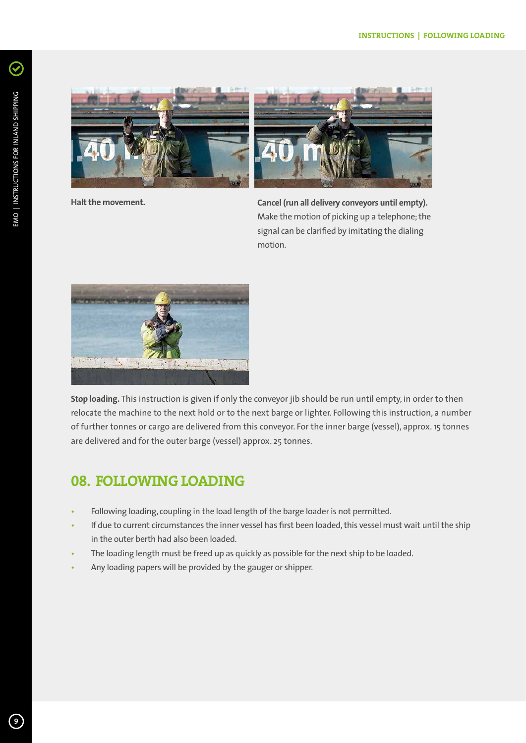**Halt the movement.**

**Cancel (run all delivery conveyors until empty).** Make the motion of picking up a telephone; the signal can be clarified by imitating the dialing motion.

**Stop loading.** This instruction is given if only the conveyor jib should be run until empty, in order to then relocate the machine to the next hold or to the next barge or lighter. Following this instruction, a number of further tonnes or cargo are delivered from this conveyor. For the inner barge (vessel), approx. 15 tonnes are delivered and for the outer barge (vessel) approx. 25 tonnes.

## 08. FOLLOWING LOADING

- Following loading, coupling in the load length of the barge loader is not permitted.
- If due to current circumstances the inner vessel has first been loaded, this vessel must wait until the ship in the outer berth had also been loaded.
- The loading length must be freed up as quickly as possible for the next ship to be loaded.
- Any loading papers will be provided by the gauger or shipper.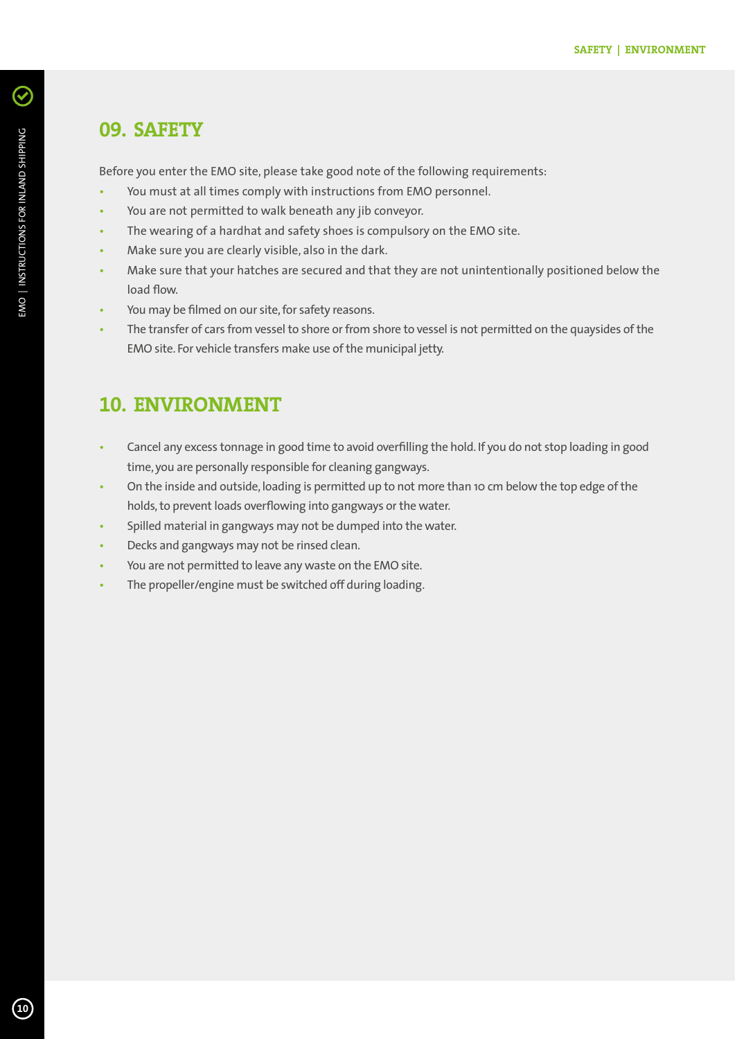## 09. SAFETY

Before you enter the EMO site, please take good note of the following requirements:

- You must at all times comply with instructions from EMO personnel.
- You are not permitted to walk beneath any jib conveyor.
- The wearing of a hardhat and safety shoes is compulsory on the EMO site.
- Make sure you are clearly visible, also in the dark.
- Make sure that your hatches are secured and that they are not unintentionally positioned below the load flow.
- You may be filmed on our site, for safety reasons.
- The transfer of cars from vessel to shore or from shore to vessel is not permitted on the quaysides of the EMO site. For vehicle transfers make use of the municipal jetty.

## 10. ENVIRONMENT

- Cancel any excess tonnage in good time to avoid overfilling the hold. If you do not stop loading in good time, you are personally responsible for cleaning gangways.
- On the inside and outside, loading is permitted up to not more than 10 cm below the top edge of the holds, to prevent loads overflowing into gangways or the water.
- Spilled material in gangways may not be dumped into the water.
- Decks and gangways may not be rinsed clean.
- You are not permitted to leave any waste on the EMO site.
- The propeller/engine must be switched off during loading.